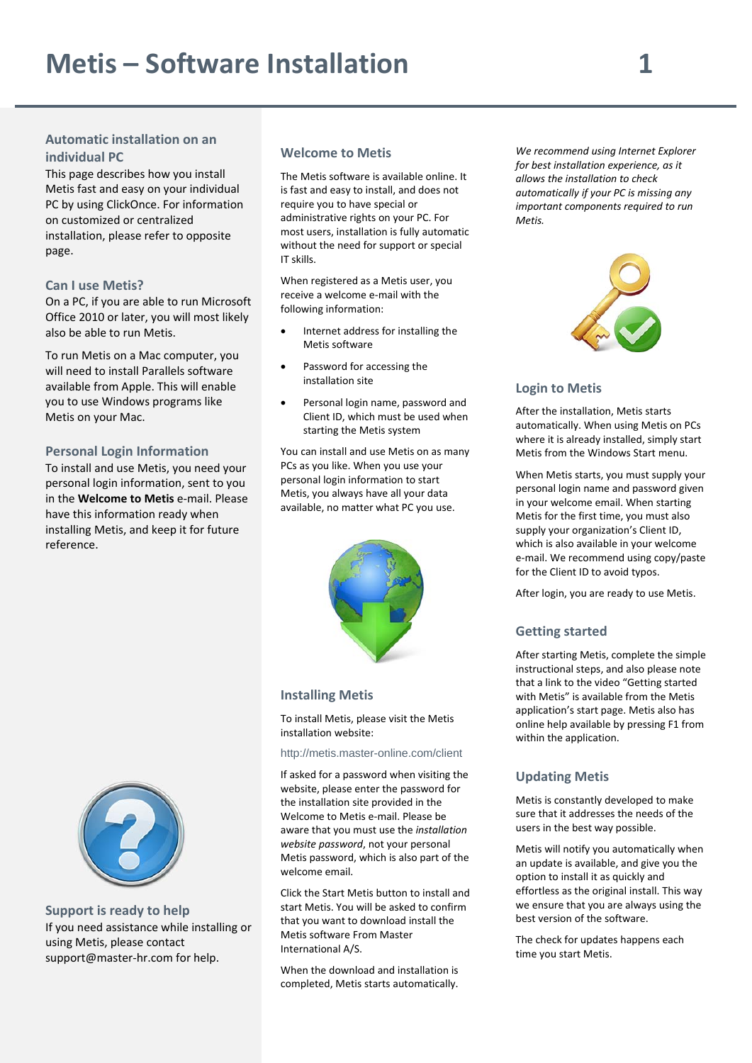# Metis – Software Installation

## Automatic installation on an individual PC

This page describes how you install Metis fast and easy on your individual PC by using ClickOnce. For information on customized or centralized installation, please refer to opposite page.

## Can I use Metis?

On a PC, if you are able to run Microsoft Office 2010 or later, you will most likely also be able to run Metis.

To run Metis on a Mac computer, you will need to install Parallels software available from Apple. This will enable you to use Windows programs like Metis on your Mac.

## Personal Login Information

To install and use Metis, you need your personal login information, sent to you in the **Welcome to Metis** e-mail. Please have this information ready when installing Metis, and keep it for future reference.

## Support is ready to help

If you need assistance while installing or using Metis, please contact support@master-hr.com for help.

## Welcome to Metis

The Metis software is available online. It is fast and easy to install, and does not require you to have special or administrative rights on your PC. For most users, installation is fully automatic without the need for support or special IT skills.

When registered as a Metis user, you receive a welcome e-mail with the following information:

- Internet address for installing the Metis software
- Password for accessing the installation site
- Personal login name, password and Client ID, which must be used when starting the Metis system

You can install and use Metis on as many PCs as you like. When you use your personal login information to start Metis, you always have all your data available, no matter what PC you use.

## Installing Metis

To install Metis, please visit the Metis installation website:

http://metis.master-online.com/client

If asked for a password when visiting the website, please enter the password for the installation site provided in the Welcome to Metis e-mail. Please be aware that you must use the *installation website password*, not your personal Metis password, which is also part of the welcome email.

Click the Start Metis button to install and start Metis. You will be asked to confirm that you want to download install the Metis software From Master International A/S.

When the download and installation is completed, Metis starts automatically.

*We recommend using Internet Explorer for best installation experience, as it allows the installation to check automatically if your PC is missing any important components required to run Metis.*

## Login to Metis

After the installation, Metis starts automatically. When using Metis on PCs where it is already installed, simply start Metis from the Windows Start menu.

When Metis starts, you must supply your personal login name and password given in your welcome email. When starting Metis for the first time, you must also supply your organization's Client ID, which is also available in your welcome e-mail. We recommend using copy/paste for the Client ID to avoid typos.

After login, you are ready to use Metis.

## Getting started

After starting Metis, complete the simple instructional steps, and also please note that a link to the video "Getting started with Metis" is available from the Metis application's start page. Metis also has online help available by pressing F1 from within the application.

## Updating Metis

Metis is constantly developed to make sure that it addresses the needs of the users in the best way possible.

Metis will notify you automatically when an update is available, and give you the option to install it as quickly and effortless as the original install. This way we ensure that you are always using the best version of the software.

The check for updates happens each time you start Metis.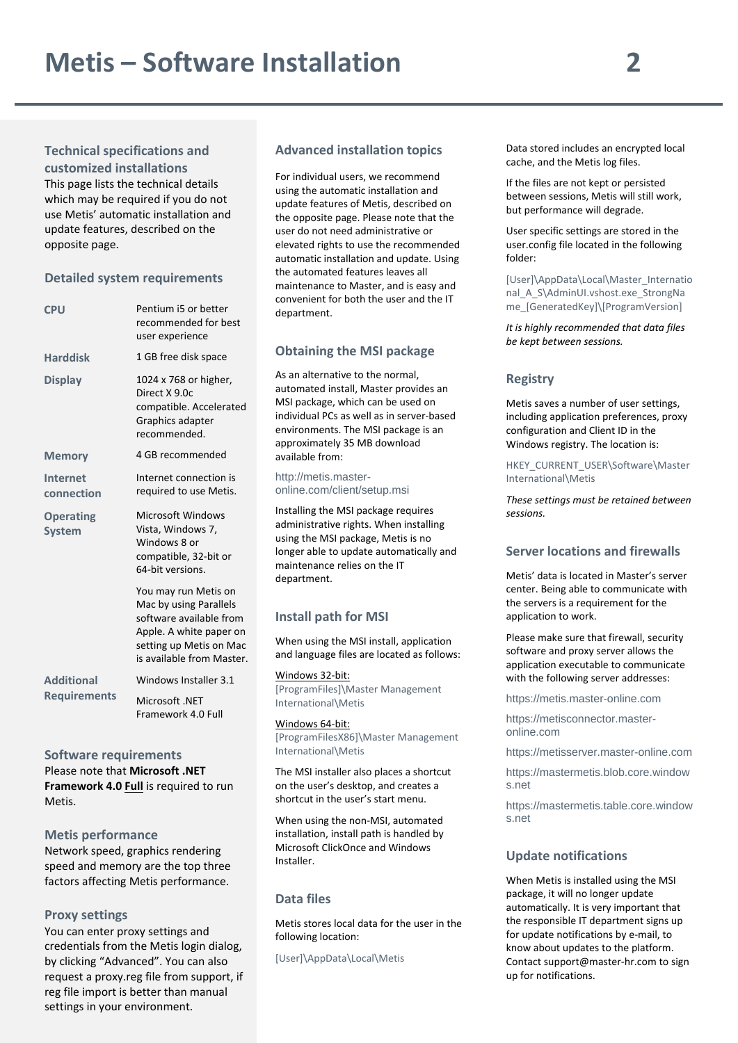# Metis – Software Installation

## Technical specifications and customized installations

This page lists the technical details which may be required if you do not use Metis' automatic installation and update features, described on the opposite page.

### Detailed system requirements

| | |
|---|---|
| **CPU** | Pentium i5 or better recommended for best user experience |
| **Harddisk** | 1 GB free disk space |
| **Display** | 1024 x 768 or higher, Direct X 9.0c compatible. Accelerated Graphics adapter recommended. |
| **Memory** | 4 GB recommended |
| **Internet connection** | Internet connection is required to use Metis. |
| **Operating System** | Microsoft Windows Vista, Windows 7, Windows 8 or compatible, 32-bit or 64-bit versions. You may run Metis on Mac by using Parallels software available from Apple. A white paper on setting up Metis on Mac is available from Master. |
| **Additional Requirements** | Windows Installer 3.1 Microsoft .NET Framework 4.0 Full |

### Software requirements

Please note that **Microsoft .NET Framework 4.0 Full** is required to run Metis.

### Metis performance

Network speed, graphics rendering speed and memory are the top three factors affecting Metis performance.

### Proxy settings

You can enter proxy settings and credentials from the Metis login dialog, by clicking "Advanced". You can also request a proxy.reg file from support, if reg file import is better than manual settings in your environment.

## Advanced installation topics

For individual users, we recommend using the automatic installation and update features of Metis, described on the opposite page. Please note that the user do not need administrative or elevated rights to use the recommended automatic installation and update. Using the automated features leaves all maintenance to Master, and is easy and convenient for both the user and the IT department.

### Obtaining the MSI package

As an alternative to the normal, automated install, Master provides an MSI package, which can be used on individual PCs as well as in server-based environments. The MSI package is an approximately 35 MB download available from:

http://metis.master-online.com/client/setup.msi

Installing the MSI package requires administrative rights. When installing using the MSI package, Metis is no longer able to update automatically and maintenance relies on the IT department.

### Install path for MSI

When using the MSI install, application and language files are located as follows:

Windows 32-bit:
[ProgramFiles]\Master Management International\Metis

Windows 64-bit:
[ProgramFilesX86]\Master Management International\Metis

The MSI installer also places a shortcut on the user's desktop, and creates a shortcut in the user's start menu.

When using the non-MSI, automated installation, install path is handled by Microsoft ClickOnce and Windows Installer.

### Data files

Metis stores local data for the user in the following location:

[User]\AppData\Local\Metis

Data stored includes an encrypted local cache, and the Metis log files.

If the files are not kept or persisted between sessions, Metis will still work, but performance will degrade.

User specific settings are stored in the user.config file located in the following folder:

[User]\AppData\Local\Master_International_A_S\AdminUI.vshost.exe_StrongName_[GeneratedKey]\[ProgramVersion]

*It is highly recommended that data files be kept between sessions.*

### Registry

Metis saves a number of user settings, including application preferences, proxy configuration and Client ID in the Windows registry. The location is:

HKEY_CURRENT_USER\Software\Master International\Metis

*These settings must be retained between sessions.*

### Server locations and firewalls

Metis' data is located in Master's server center. Being able to communicate with the servers is a requirement for the application to work.

Please make sure that firewall, security software and proxy server allows the application executable to communicate with the following server addresses:

https://metis.master-online.com

https://metisconnector.master-online.com

https://metisserver.master-online.com

https://mastermetis.blob.core.windows.net

https://mastermetis.table.core.windows.net

### Update notifications

When Metis is installed using the MSI package, it will no longer update automatically. It is very important that the responsible IT department signs up for update notifications by e-mail, to know about updates to the platform. Contact support@master-hr.com to sign up for notifications.